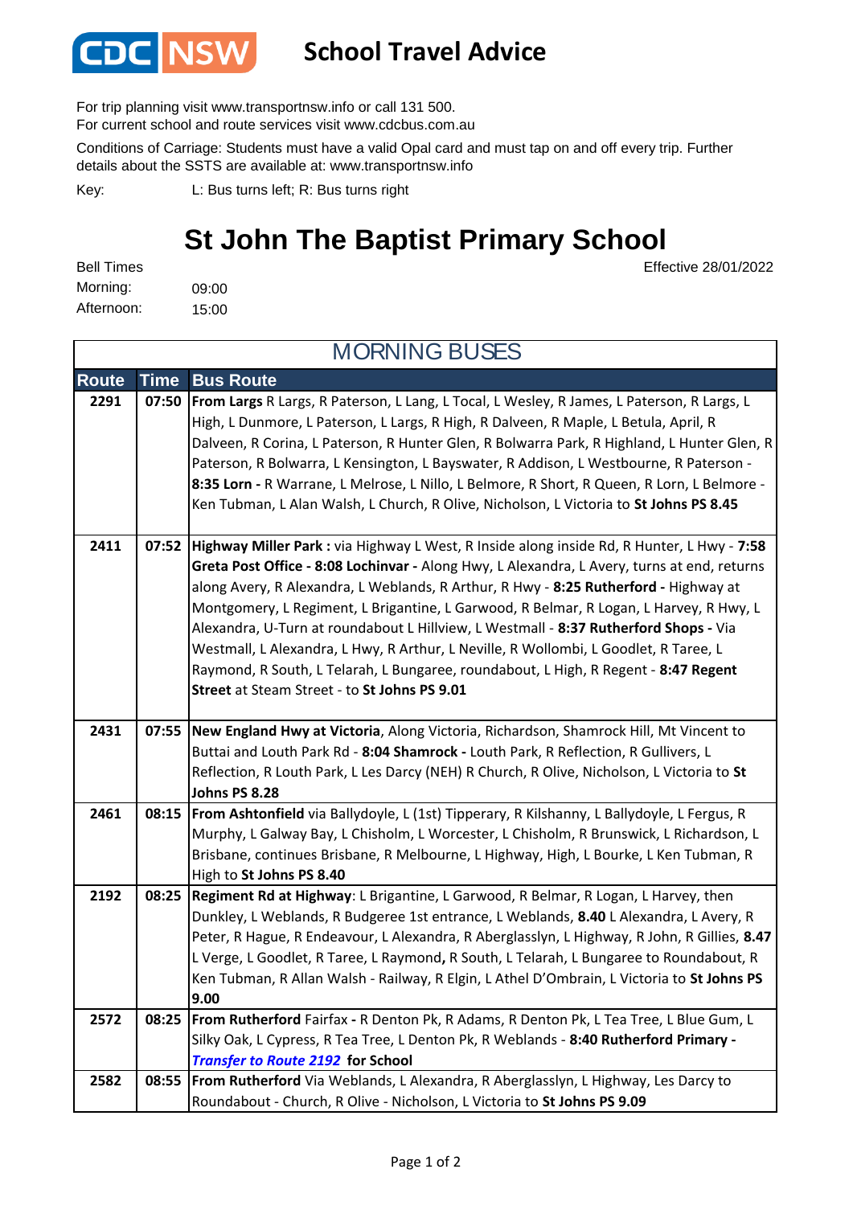CDC NSW **School Travel Advice**

For trip planning visit www.transportnsw.info or call 131 500.
For current school and route services visit www.cdcbus.com.au

Conditions of Carriage: Students must have a valid Opal card and must tap on and off every trip. Further details about the SSTS are available at: www.transportnsw.info

Key: L: Bus turns left; R: Bus turns right

# St John The Baptist Primary School

Effective 28/01/2022

Bell Times
Morning: 09:00
Afternoon: 15:00

## MORNING BUSES

| Route | Time | Bus Route |
|---|---|---|
| 2291 | 07:50 | **From Largs** R Largs, R Paterson, L Lang, L Tocal, L Wesley, R James, L Paterson, R Largs, L High, L Dunmore, L Paterson, L Largs, R High, R Dalveen, R Maple, L Betula, April, R Dalveen, R Corina, L Paterson, R Hunter Glen, R Bolwarra Park, R Highland, L Hunter Glen, R Paterson, R Bolwarra, L Kensington, L Bayswater, R Addison, L Westbourne, R Paterson - **8:35 Lorn -** R Warrane, L Melrose, L Nillo, L Belmore, R Short, R Queen, R Lorn, L Belmore - Ken Tubman, L Alan Walsh, L Church, R Olive, Nicholson, L Victoria to **St Johns PS 8.45** |
| 2411 | 07:52 | **Highway Miller Park :** via Highway L West, R Inside along inside Rd, R Hunter, L Hwy - **7:58 Greta Post Office - 8:08 Lochinvar -** Along Hwy, L Alexandra, L Avery, turns at end, returns along Avery, R Alexandra, L Weblands, R Arthur, R Hwy - **8:25 Rutherford -** Highway at Montgomery, L Regiment, L Brigantine, L Garwood, R Belmar, R Logan, L Harvey, R Hwy, L Alexandra, U-Turn at roundabout L Hillview, L Westmall - **8:37 Rutherford Shops -** Via Westmall, L Alexandra, L Hwy, R Arthur, L Neville, R Wollombi, L Goodlet, R Taree, L Raymond, R South, L Telarah, L Bungaree, roundabout, L High, R Regent - **8:47 Regent Street** at Steam Street - to **St Johns PS 9.01** |
| 2431 | 07:55 | **New England Hwy at Victoria**, Along Victoria, Richardson, Shamrock Hill, Mt Vincent to Buttai and Louth Park Rd - **8:04 Shamrock -** Louth Park, R Reflection, R Gullivers, L Reflection, R Louth Park, L Les Darcy (NEH) R Church, R Olive, Nicholson, L Victoria to **St Johns PS 8.28** |
| 2461 | 08:15 | **From Ashtonfield** via Ballydoyle, L (1st) Tipperary, R Kilshanny, L Ballydoyle, L Fergus, R Murphy, L Galway Bay, L Chisholm, L Worcester, L Chisholm, R Brunswick, L Richardson, L Brisbane, continues Brisbane, R Melbourne, L Highway, High, L Bourke, L Ken Tubman, R High to **St Johns PS 8.40** |
| 2192 | 08:25 | **Regiment Rd at Highway**: L Brigantine, L Garwood, R Belmar, R Logan, L Harvey, then Dunkley, L Weblands, R Budgeree 1st entrance, L Weblands, **8.40** L Alexandra, L Avery, R Peter, R Hague, R Endeavour, L Alexandra, R Aberglasslyn, L Highway, R John, R Gillies, **8.47** L Verge, L Goodlet, R Taree, L Raymond**,** R South, L Telarah, L Bungaree to Roundabout, R Ken Tubman, R Allan Walsh - Railway, R Elgin, L Athel D'Ombrain, L Victoria to **St Johns PS 9.00** |
| 2572 | 08:25 | **From Rutherford** Fairfax **-** R Denton Pk, R Adams, R Denton Pk, L Tea Tree, L Blue Gum, L Silky Oak, L Cypress, R Tea Tree, L Denton Pk, R Weblands - **8:40 Rutherford Primary -** ***Transfer to Route 2192*** **for School** |
| 2582 | 08:55 | **From Rutherford** Via Weblands, L Alexandra, R Aberglasslyn, L Highway, Les Darcy to Roundabout - Church, R Olive - Nicholson, L Victoria to **St Johns PS 9.09** |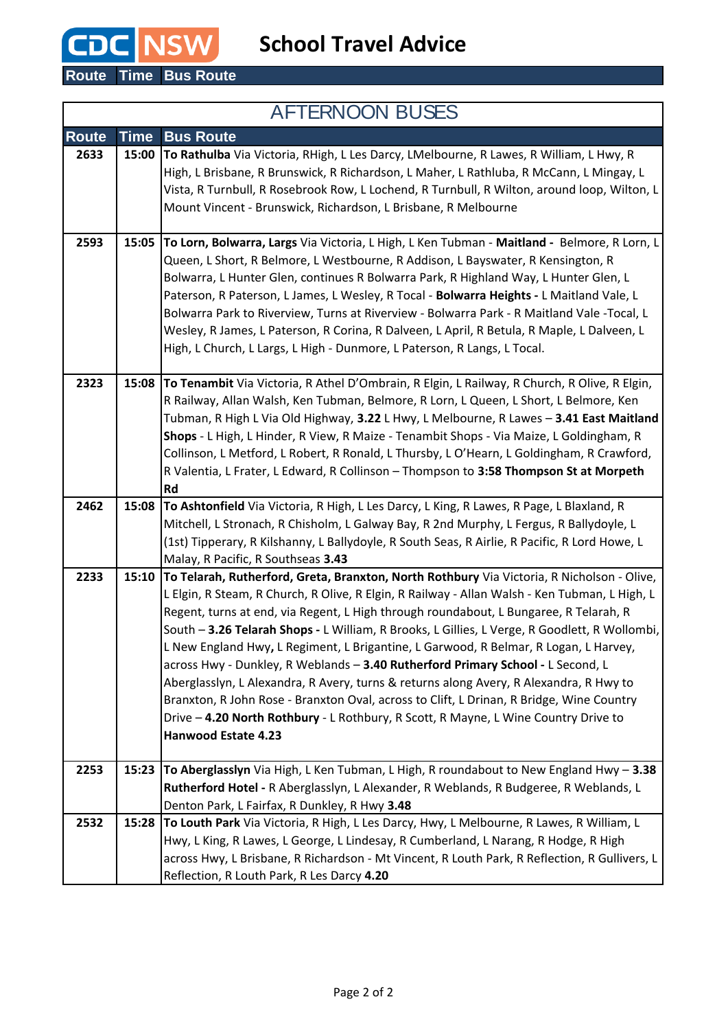# School Travel Advice

| Route | Time | Bus Route |
|---|---|---|

## AFTERNOON BUSES

| Route | Time | Bus Route |
|---|---|---|
| 2633 | 15:00 | **To Rathulba** Via Victoria, RHigh, L Les Darcy, LMelbourne, R Lawes, R William, L Hwy, R High, L Brisbane, R Brunswick, R Richardson, L Maher, L Rathluba, R McCann, L Mingay, L Vista, R Turnbull, R Rosebrook Row, L Lochend, R Turnbull, R Wilton, around loop, Wilton, L Mount Vincent - Brunswick, Richardson, L Brisbane, R Melbourne |
| 2593 | 15:05 | **To Lorn, Bolwarra, Largs** Via Victoria, L High, L Ken Tubman - **Maitland -** Belmore, R Lorn, L Queen, L Short, R Belmore, L Westbourne, R Addison, L Bayswater, R Kensington, R Bolwarra, L Hunter Glen, continues R Bolwarra Park, R Highland Way, L Hunter Glen, L Paterson, R Paterson, L James, L Wesley, R Tocal - **Bolwarra Heights -** L Maitland Vale, L Bolwarra Park to Riverview, Turns at Riverview - Bolwarra Park - R Maitland Vale -Tocal, L Wesley, R James, L Paterson, R Corina, R Dalveen, L April, R Betula, R Maple, L Dalveen, L High, L Church, L Largs, L High - Dunmore, L Paterson, R Langs, L Tocal. |
| 2323 | 15:08 | **To Tenambit** Via Victoria, R Athel D'Ombrain, R Elgin, L Railway, R Church, R Olive, R Elgin, R Railway, Allan Walsh, Ken Tubman, Belmore, R Lorn, L Queen, L Short, L Belmore, Ken Tubman, R High L Via Old Highway, **3.22** L Hwy, L Melbourne, R Lawes – **3.41 East Maitland Shops** - L High, L Hinder, R View, R Maize - Tenambit Shops - Via Maize, L Goldingham, R Collinson, L Metford, L Robert, R Ronald, L Thursby, L O'Hearn, L Goldingham, R Crawford, R Valentia, L Frater, L Edward, R Collinson – Thompson to **3:58 Thompson St at Morpeth Rd** |
| 2462 | 15:08 | **To Ashtonfield** Via Victoria, R High, L Les Darcy, L King, R Lawes, R Page, L Blaxland, R Mitchell, L Stronach, R Chisholm, L Galway Bay, R 2nd Murphy, L Fergus, R Ballydoyle, L (1st) Tipperary, R Kilshanny, L Ballydoyle, R South Seas, R Airlie, R Pacific, R Lord Howe, L Malay, R Pacific, R Southseas **3.43** |
| 2233 | 15:10 | **To Telarah, Rutherford, Greta, Branxton, North Rothbury** Via Victoria, R Nicholson - Olive, L Elgin, R Steam, R Church, R Olive, R Elgin, R Railway - Allan Walsh - Ken Tubman, L High, L Regent, turns at end, via Regent, L High through roundabout, L Bungaree, R Telarah, R South – **3.26 Telarah Shops -** L William, R Brooks, L Gillies, L Verge, R Goodlett, R Wollombi, L New England Hwy**,** L Regiment, L Brigantine, L Garwood, R Belmar, R Logan, L Harvey, across Hwy - Dunkley, R Weblands – **3.40 Rutherford Primary School -** L Second, L Aberglasslyn, L Alexandra, R Avery, turns & returns along Avery, R Alexandra, R Hwy to Branxton, R John Rose - Branxton Oval, across to Clift, L Drinan, R Bridge, Wine Country Drive – **4.20 North Rothbury** - L Rothbury, R Scott, R Mayne, L Wine Country Drive to **Hanwood Estate 4.23** |
| 2253 | 15:23 | **To Aberglasslyn** Via High, L Ken Tubman, L High, R roundabout to New England Hwy – **3.38 Rutherford Hotel -** R Aberglasslyn, L Alexander, R Weblands, R Budgeree, R Weblands, L Denton Park, L Fairfax, R Dunkley, R Hwy **3.48** |
| 2532 | 15:28 | **To Louth Park** Via Victoria, R High, L Les Darcy, Hwy, L Melbourne, R Lawes, R William, L Hwy, L King, R Lawes, L George, L Lindesay, R Cumberland, L Narang, R Hodge, R High across Hwy, L Brisbane, R Richardson - Mt Vincent, R Louth Park, R Reflection, R Gullivers, L Reflection, R Louth Park, R Les Darcy **4.20** |